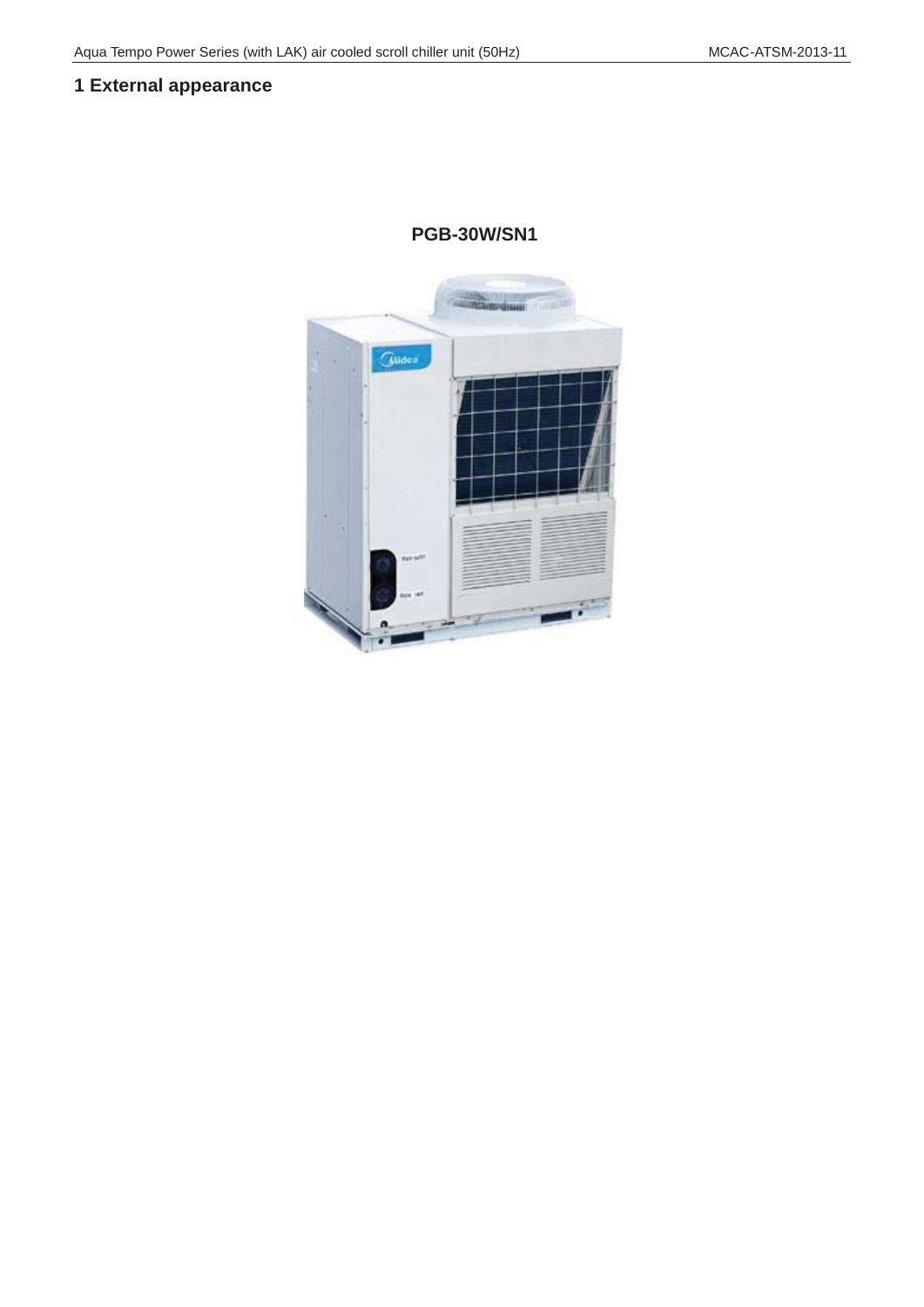# 1 External appearance

**PGB-30W/SN1**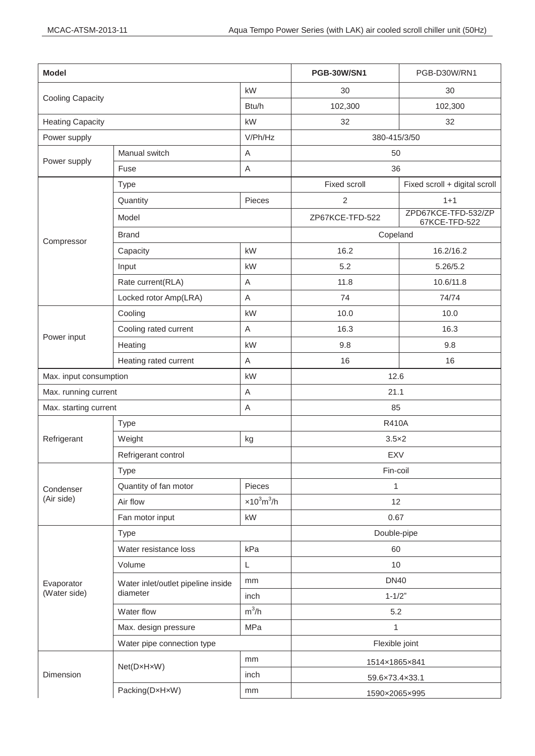| Model | | | PGB-30W/SN1 | PGB-D30W/RN1 |
|---|---|---|---|---|
| Cooling Capacity | | kW | 30 | 30 |
| | | Btu/h | 102,300 | 102,300 |
| Heating Capacity | | kW | 32 | 32 |
| Power supply | | V/Ph/Hz | 380-415/3/50 | |
| Power supply | Manual switch | A | 50 | |
| | Fuse | A | 36 | |
| Compressor | Type | | Fixed scroll | Fixed scroll + digital scroll |
| | Quantity | Pieces | 2 | 1+1 |
| | Model | | ZP67KCE-TFD-522 | ZPD67KCE-TFD-532/ZP 67KCE-TFD-522 |
| | Brand | | Copeland | |
| | Capacity | kW | 16.2 | 16.2/16.2 |
| | Input | kW | 5.2 | 5.26/5.2 |
| | Rate current(RLA) | A | 11.8 | 10.6/11.8 |
| | Locked rotor Amp(LRA) | A | 74 | 74/74 |
| Power input | Cooling | kW | 10.0 | 10.0 |
| | Cooling rated current | A | 16.3 | 16.3 |
| | Heating | kW | 9.8 | 9.8 |
| | Heating rated current | A | 16 | 16 |
| Max. input consumption | | kW | 12.6 | |
| Max. running current | | A | 21.1 | |
| Max. starting current | | A | 85 | |
| Refrigerant | Type | | R410A | |
| | Weight | kg | 3.5×2 | |
| | Refrigerant control | | EXV | |
| Condenser (Air side) | Type | | Fin-coil | |
| | Quantity of fan motor | Pieces | 1 | |
| | Air flow | $\times 10^3 m^3/h$ | 12 | |
| | Fan motor input | kW | 0.67 | |
| Evaporator (Water side) | Type | | Double-pipe | |
| | Water resistance loss | kPa | 60 | |
| | Volume | L | 10 | |
| | Water inlet/outlet pipeline inside diameter | mm | DN40 | |
| | | inch | 1-1/2" | |
| | Water flow | $m^3/h$ | 5.2 | |
| | Max. design pressure | MPa | 1 | |
| | Water pipe connection type | | Flexible joint | |
| Dimension | Net(D×H×W) | mm | 1514×1865×841 | |
| | | inch | 59.6×73.4×33.1 | |
| | Packing(D×H×W) | mm | 1590×2065×995 | |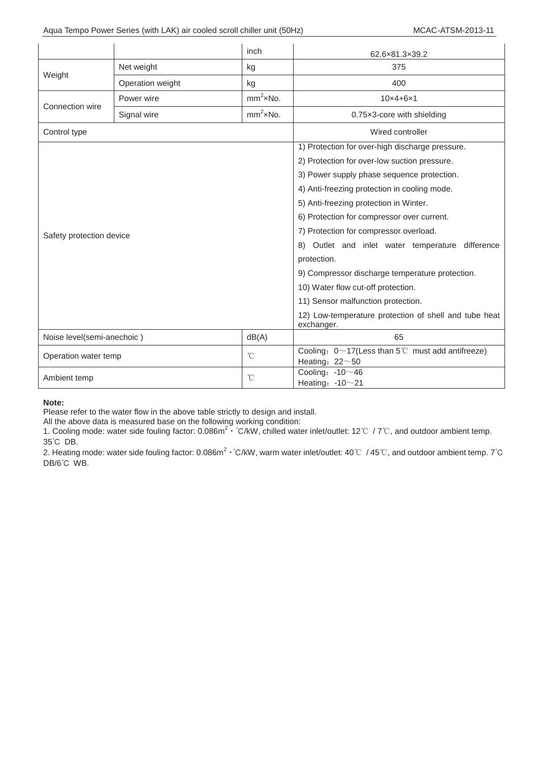| | | | |
|---|---|---|---|
| | | inch | 62.6×81.3×39.2 |
| Weight | Net weight | kg | 375 |
| | Operation weight | kg | 400 |
| Connection wire | Power wire | $mm^2$×No. | 10×4+6×1 |
| | Signal wire | $mm^2$×No. | 0.75×3-core with shielding |
| Control type | | | Wired controller |
| Safety protection device | | | 1) Protection for over-high discharge pressure.<br>2) Protection for over-low suction pressure.<br>3) Power supply phase sequence protection.<br>4) Anti-freezing protection in cooling mode.<br>5) Anti-freezing protection in Winter.<br>6) Protection for compressor over current.<br>7) Protection for compressor overload.<br>8) Outlet and inlet water temperature difference protection.<br>9) Compressor discharge temperature protection.<br>10) Water flow cut-off protection.<br>11) Sensor malfunction protection.<br>12) Low-temperature protection of shell and tube heat exchanger. |
| Noise level(semi-anechoic ) | | dB(A) | 65 |
| Operation water temp | | ℃ | Cooling：0～17(Less than 5℃ must add antifreeze)<br>Heating：22～50 |
| Ambient temp | | ℃ | Cooling：-10～46<br>Heating：-10～21 |

**Note:**

Please refer to the water flow in the above table strictly to design and install.

All the above data is measured base on the following working condition:

1. Cooling mode: water side fouling factor: $0.086m^2$・°C/kW, chilled water inlet/outlet: 12℃ / 7℃, and outdoor ambient temp. 35°C DB.

2. Heating mode: water side fouling factor: $0.086m^2$・°C/kW, warm water inlet/outlet: 40℃ / 45℃, and outdoor ambient temp. 7°C DB/6°C WB.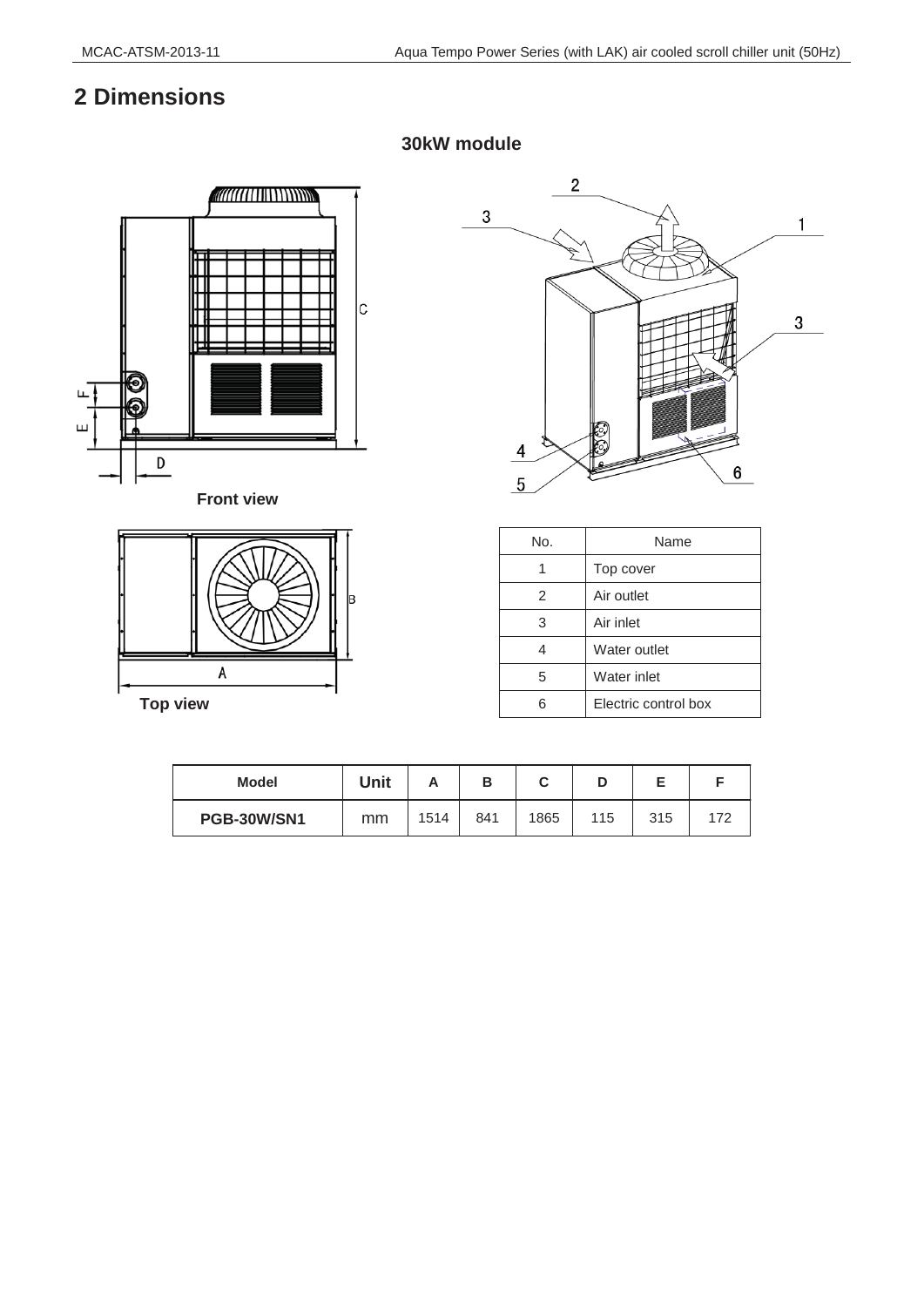# 2 Dimensions

## 30kW module

Front view

Top view

| No. | Name |
|---|---|
| 1 | Top cover |
| 2 | Air outlet |
| 3 | Air inlet |
| 4 | Water outlet |
| 5 | Water inlet |
| 6 | Electric control box |

| Model | Unit | A | B | C | D | E | F |
|---|---|---|---|---|---|---|---|
| PGB-30W/SN1 | mm | 1514 | 841 | 1865 | 115 | 315 | 172 |